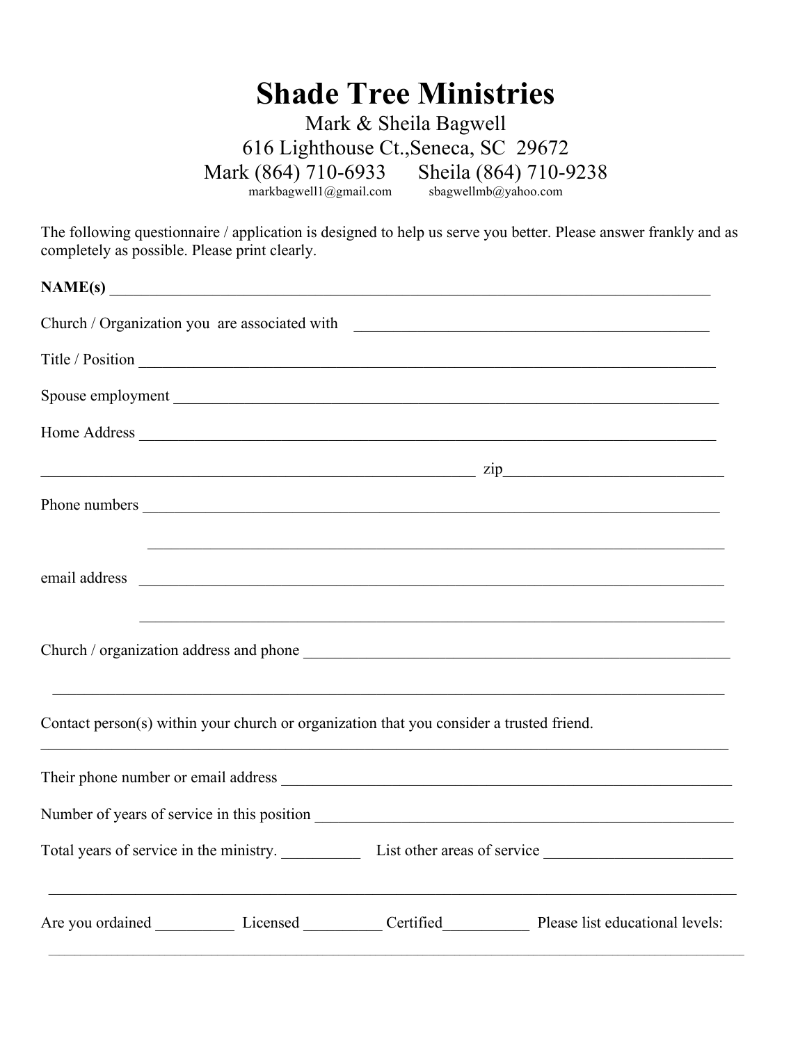# Shade Tree Ministries

Mark & Sheila Bagwell

616 Lighthouse Ct.,Seneca, SC 29672

Mark (864) 710-6933 Sheila (864) 710-9238

markbagwell1@gmail.com sbagwellmb@yahoo.com

The following questionnaire / application is designed to help us serve you better. Please answer frankly and as completely as possible. Please print clearly.

**NAME(s)** ________________________________________________________________________________

Church / Organization you are associated with ______________________________________________

Title / Position ________________________________________________________________________________

Spouse employment ____________________________________________________________________________

Home Address __________________________________________________________________________________

__________________________________________________________ zip__________________________

Phone numbers _________________________________________________________________________________

_____________________________________________________________________________

email address _________________________________________________________________________________

_____________________________________________________________________________

Church / organization address and phone ________________________________________________________

______________________________________________________________________________________

Contact person(s) within your church or organization that you consider a trusted friend.

______________________________________________________________________________________________

Their phone number or email address ______________________________________________________________

Number of years of service in this position _______________________________________________________

Total years of service in the ministry. __________ List other areas of service _______________________

______________________________________________________________________________________________

Are you ordained __________ Licensed _________ Certified__________ Please list educational levels:

______________________________________________________________________________________________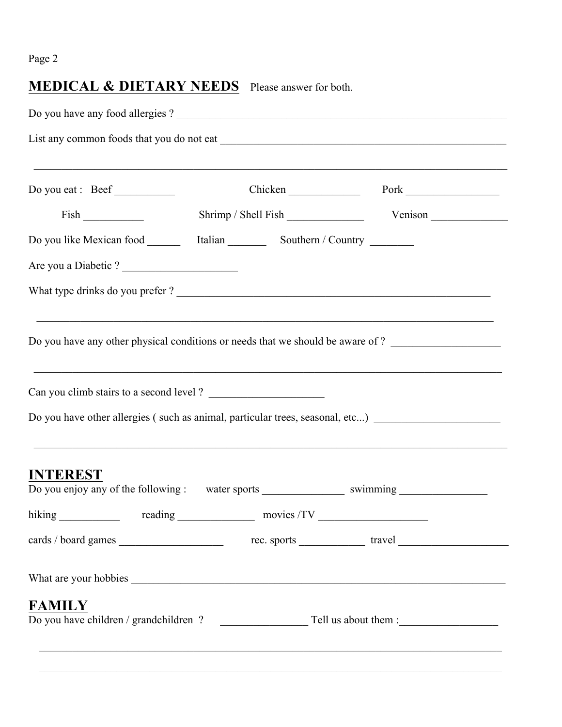## MEDICAL & DIETARY NEEDS

Please answer for both.

Do you have any food allergies ? ____________________________________________________________

List any common foods that you do not eat ____________________________________________________

______________________________________________________________________________________

Do you eat : Beef ___________ Chicken _____________ Pork _________________

Fish ___________ Shrimp / Shell Fish ______________ Venison ______________

Do you like Mexican food ______ Italian _______ Southern / Country ________

Are you a Diabetic ? ____________________

What type drinks do you prefer ? ___________________________________________________________

______________________________________________________________________________________

Do you have any other physical conditions or needs that we should be aware of ? ___________________

______________________________________________________________________________________

Can you climb stairs to a second level ? _____________________

Do you have other allergies ( such as animal, particular trees, seasonal, etc...) ______________________

______________________________________________________________________________________

## INTEREST

Do you enjoy any of the following : water sports _______________ swimming ________________

hiking ___________ reading ______________ movies /TV ____________________

cards / board games ___________________ rec. sports ____________ travel ___________________

What are your hobbies _____________________________________________________________________

## FAMILY

Do you have children / grandchildren ? ________________ Tell us about them :__________________

______________________________________________________________________________________

______________________________________________________________________________________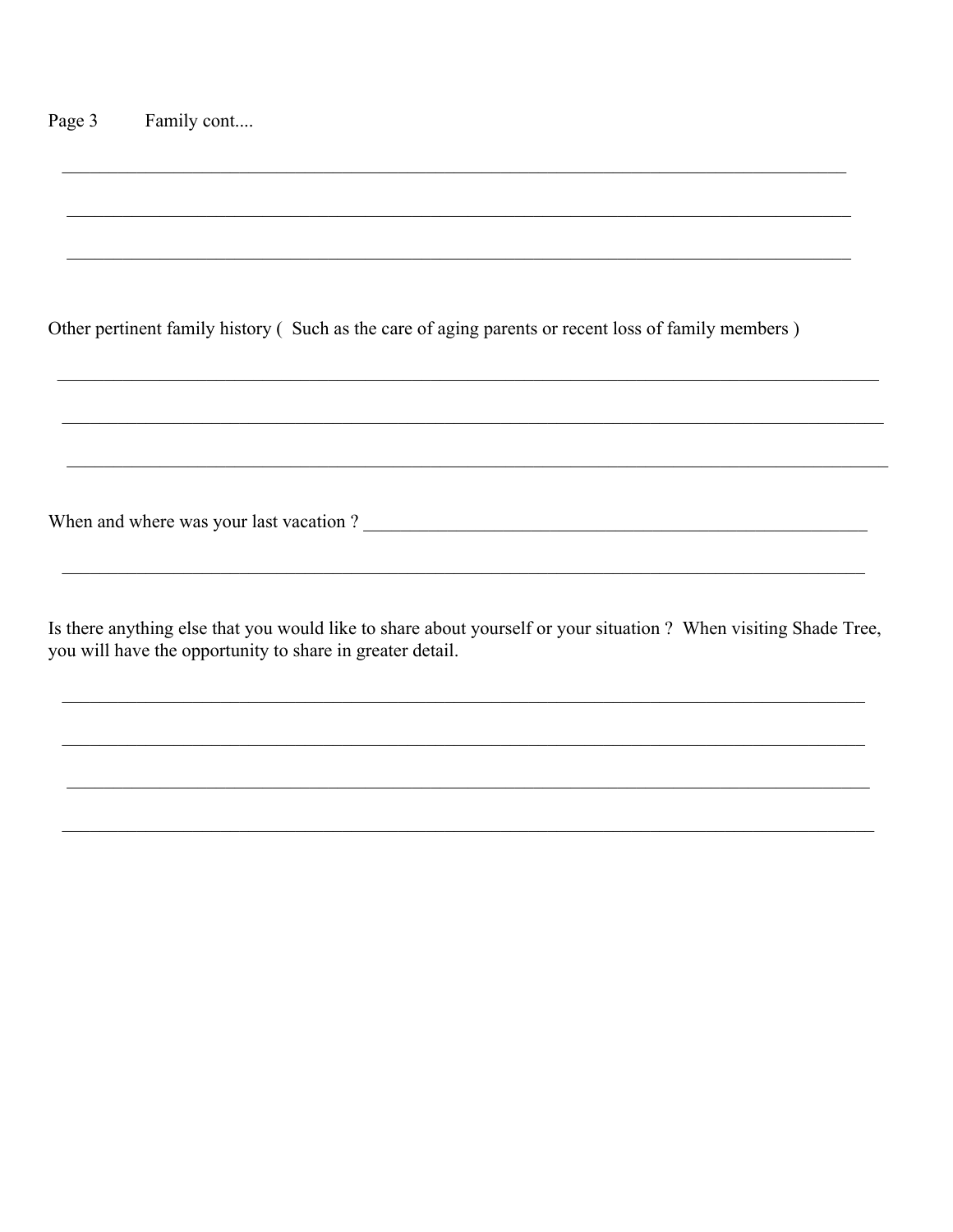Page 3 Family cont....

\_\_\_\_\_\_\_\_\_\_\_\_\_\_\_\_\_\_\_\_\_\_\_\_\_\_\_\_\_\_\_\_\_\_\_\_\_\_\_\_\_\_\_\_\_\_\_\_\_\_\_\_\_\_\_\_\_\_\_\_\_\_\_\_\_\_\_\_\_\_\_\_\_\_\_\_\_\_\_\_\_\_\_\_\_\_\_\_\_\_\_\_

\_\_\_\_\_\_\_\_\_\_\_\_\_\_\_\_\_\_\_\_\_\_\_\_\_\_\_\_\_\_\_\_\_\_\_\_\_\_\_\_\_\_\_\_\_\_\_\_\_\_\_\_\_\_\_\_\_\_\_\_\_\_\_\_\_\_\_\_\_\_\_\_\_\_\_\_\_\_\_\_\_\_\_\_\_\_\_\_\_\_\_\_

\_\_\_\_\_\_\_\_\_\_\_\_\_\_\_\_\_\_\_\_\_\_\_\_\_\_\_\_\_\_\_\_\_\_\_\_\_\_\_\_\_\_\_\_\_\_\_\_\_\_\_\_\_\_\_\_\_\_\_\_\_\_\_\_\_\_\_\_\_\_\_\_\_\_\_\_\_\_\_\_\_\_\_\_\_\_\_\_\_\_\_\_

Other pertinent family history ( Such as the care of aging parents or recent loss of family members )

\_\_\_\_\_\_\_\_\_\_\_\_\_\_\_\_\_\_\_\_\_\_\_\_\_\_\_\_\_\_\_\_\_\_\_\_\_\_\_\_\_\_\_\_\_\_\_\_\_\_\_\_\_\_\_\_\_\_\_\_\_\_\_\_\_\_\_\_\_\_\_\_\_\_\_\_\_\_\_\_\_\_\_\_\_\_\_\_\_\_\_\_\_\_\_\_

\_\_\_\_\_\_\_\_\_\_\_\_\_\_\_\_\_\_\_\_\_\_\_\_\_\_\_\_\_\_\_\_\_\_\_\_\_\_\_\_\_\_\_\_\_\_\_\_\_\_\_\_\_\_\_\_\_\_\_\_\_\_\_\_\_\_\_\_\_\_\_\_\_\_\_\_\_\_\_\_\_\_\_\_\_\_\_\_\_\_\_\_\_\_\_\_

\_\_\_\_\_\_\_\_\_\_\_\_\_\_\_\_\_\_\_\_\_\_\_\_\_\_\_\_\_\_\_\_\_\_\_\_\_\_\_\_\_\_\_\_\_\_\_\_\_\_\_\_\_\_\_\_\_\_\_\_\_\_\_\_\_\_\_\_\_\_\_\_\_\_\_\_\_\_\_\_\_\_\_\_\_\_\_\_\_\_\_\_\_\_\_\_

When and where was your last vacation ? \_\_\_\_\_\_\_\_\_\_\_\_\_\_\_\_\_\_\_\_\_\_\_\_\_\_\_\_\_\_\_\_\_\_\_\_\_\_\_\_\_\_\_\_\_\_\_\_\_\_\_\_\_\_\_\_\_\_

\_\_\_\_\_\_\_\_\_\_\_\_\_\_\_\_\_\_\_\_\_\_\_\_\_\_\_\_\_\_\_\_\_\_\_\_\_\_\_\_\_\_\_\_\_\_\_\_\_\_\_\_\_\_\_\_\_\_\_\_\_\_\_\_\_\_\_\_\_\_\_\_\_\_\_\_\_\_\_\_\_\_\_\_\_\_\_\_\_\_\_\_\_

Is there anything else that you would like to share about yourself or your situation ? When visiting Shade Tree, you will have the opportunity to share in greater detail.

\_\_\_\_\_\_\_\_\_\_\_\_\_\_\_\_\_\_\_\_\_\_\_\_\_\_\_\_\_\_\_\_\_\_\_\_\_\_\_\_\_\_\_\_\_\_\_\_\_\_\_\_\_\_\_\_\_\_\_\_\_\_\_\_\_\_\_\_\_\_\_\_\_\_\_\_\_\_\_\_\_\_\_\_\_\_\_\_\_\_\_\_\_

\_\_\_\_\_\_\_\_\_\_\_\_\_\_\_\_\_\_\_\_\_\_\_\_\_\_\_\_\_\_\_\_\_\_\_\_\_\_\_\_\_\_\_\_\_\_\_\_\_\_\_\_\_\_\_\_\_\_\_\_\_\_\_\_\_\_\_\_\_\_\_\_\_\_\_\_\_\_\_\_\_\_\_\_\_\_\_\_\_\_\_\_\_

\_\_\_\_\_\_\_\_\_\_\_\_\_\_\_\_\_\_\_\_\_\_\_\_\_\_\_\_\_\_\_\_\_\_\_\_\_\_\_\_\_\_\_\_\_\_\_\_\_\_\_\_\_\_\_\_\_\_\_\_\_\_\_\_\_\_\_\_\_\_\_\_\_\_\_\_\_\_\_\_\_\_\_\_\_\_\_\_\_\_\_\_\_

\_\_\_\_\_\_\_\_\_\_\_\_\_\_\_\_\_\_\_\_\_\_\_\_\_\_\_\_\_\_\_\_\_\_\_\_\_\_\_\_\_\_\_\_\_\_\_\_\_\_\_\_\_\_\_\_\_\_\_\_\_\_\_\_\_\_\_\_\_\_\_\_\_\_\_\_\_\_\_\_\_\_\_\_\_\_\_\_\_\_\_\_\_\_